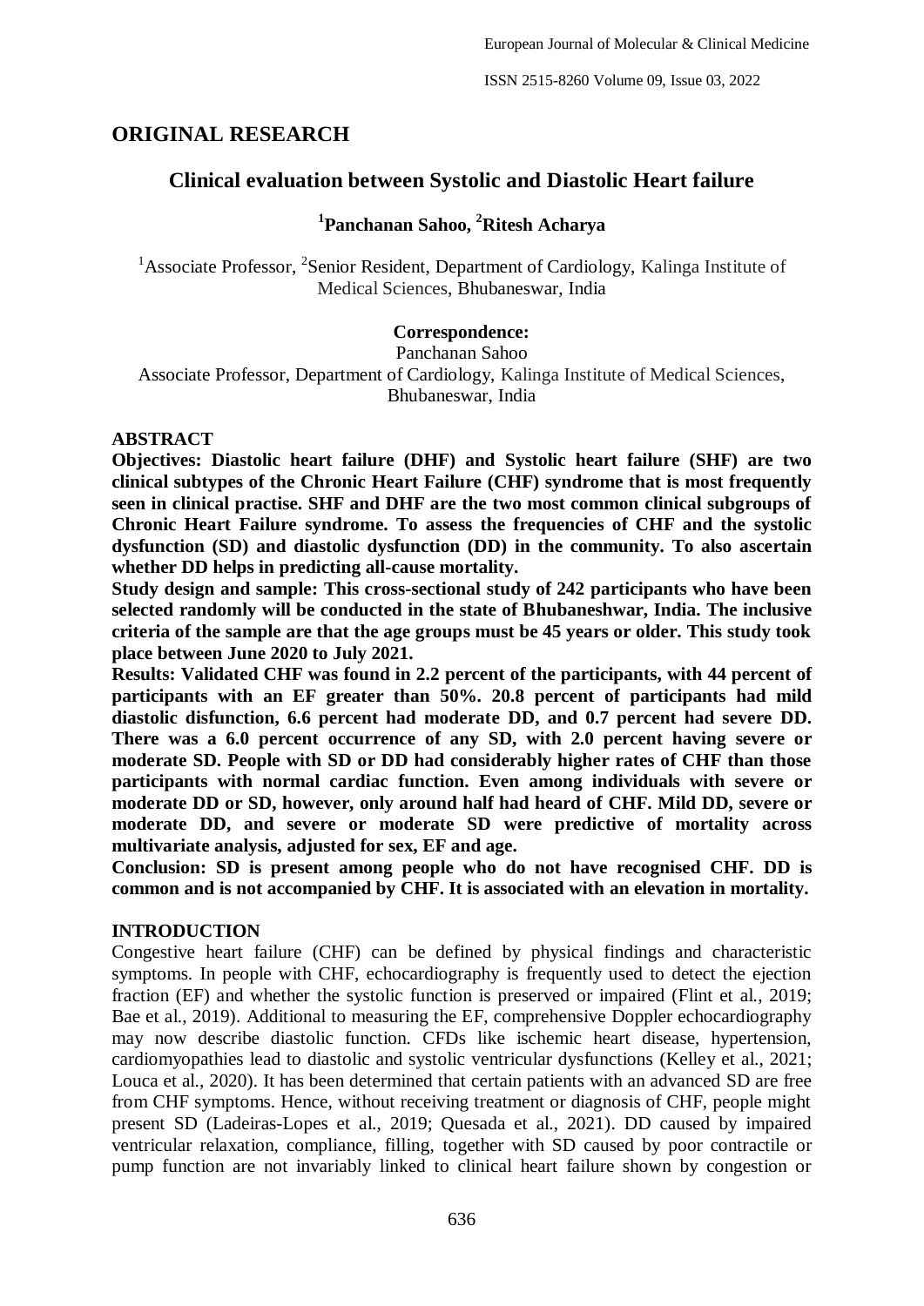## ORIGINAL RESEARCH

# Clinical evaluation between Systolic and Diastolic Heart failure

**[1]Panchanan Sahoo, [2]Ritesh Acharya**

[1]Associate Professor, [2]Senior Resident, Department of Cardiology, Kalinga Institute of Medical Sciences, Bhubaneshwar, India

**Correspondence:**
Panchanan Sahoo
Associate Professor, Department of Cardiology, Kalinga Institute of Medical Sciences, Bhubaneshwar, India

**ABSTRACT**

**Objectives: Diastolic heart failure (DHF) and Systolic heart failure (SHF) are two clinical subtypes of the Chronic Heart Failure (CHF) syndrome that is most frequently seen in clinical practise. SHF and DHF are the two most common clinical subgroups of Chronic Heart Failure syndrome. To assess the frequencies of CHF and the systolic dysfunction (SD) and diastolic dysfunction (DD) in the community. To also ascertain whether DD helps in predicting all-cause mortality.**

**Study design and sample: This cross-sectional study of 242 participants who have been selected randomly will be conducted in the state of Bhubaneshwar, India. The inclusive criteria of the sample are that the age groups must be 45 years or older. This study took place between June 2020 to July 2021.**

**Results: Validated CHF was found in 2.2 percent of the participants, with 44 percent of participants with an EF greater than 50%. 20.8 percent of participants had mild diastolic disfunction, 6.6 percent had moderate DD, and 0.7 percent had severe DD. There was a 6.0 percent occurrence of any SD, with 2.0 percent having severe or moderate SD. People with SD or DD had considerably higher rates of CHF than those participants with normal cardiac function. Even among individuals with severe or moderate DD or SD, however, only around half had heard of CHF. Mild DD, severe or moderate DD, and severe or moderate SD were predictive of mortality across multivariate analysis, adjusted for sex, EF and age.**

**Conclusion: SD is present among people who do not have recognised CHF. DD is common and is not accompanied by CHF. It is associated with an elevation in mortality.**

**INTRODUCTION**

Congestive heart failure (CHF) can be defined by physical findings and characteristic symptoms. In people with CHF, echocardiography is frequently used to detect the ejection fraction (EF) and whether the systolic function is preserved or impaired (Flint et al., 2019; Bae et al., 2019). Additional to measuring the EF, comprehensive Doppler echocardiography may now describe diastolic function. CFDs like ischemic heart disease, hypertension, cardiomyopathies lead to diastolic and systolic ventricular dysfunctions (Kelley et al., 2021; Louca et al., 2020). It has been determined that certain patients with an advanced SD are free from CHF symptoms. Hence, without receiving treatment or diagnosis of CHF, people might present SD (Ladeiras-Lopes et al., 2019; Quesada et al., 2021). DD caused by impaired ventricular relaxation, compliance, filling, together with SD caused by poor contractile or pump function are not invariably linked to clinical heart failure shown by congestion or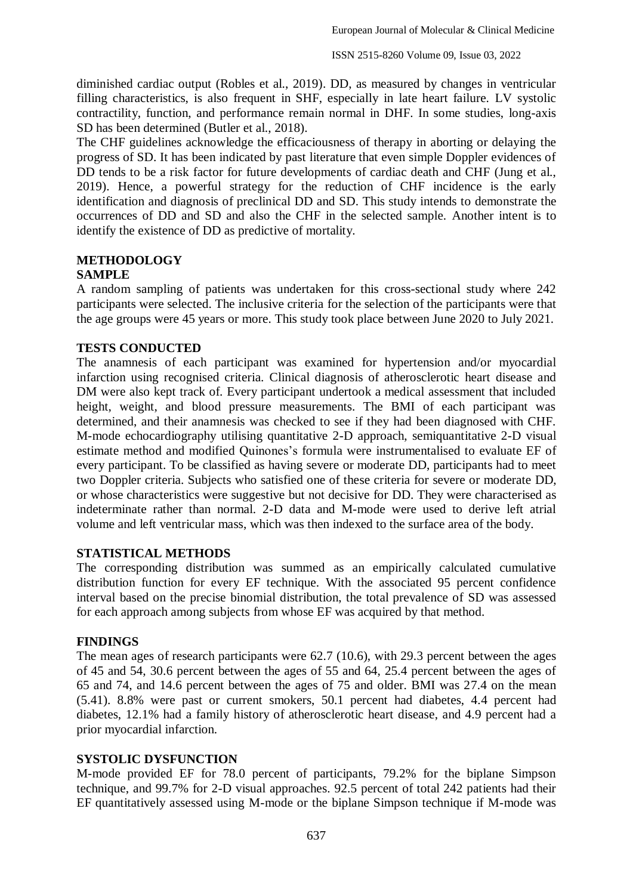diminished cardiac output (Robles et al., 2019). DD, as measured by changes in ventricular filling characteristics, is also frequent in SHF, especially in late heart failure. LV systolic contractility, function, and performance remain normal in DHF. In some studies, long-axis SD has been determined (Butler et al., 2018).

The CHF guidelines acknowledge the efficaciousness of therapy in aborting or delaying the progress of SD. It has been indicated by past literature that even simple Doppler evidences of DD tends to be a risk factor for future developments of cardiac death and CHF (Jung et al., 2019). Hence, a powerful strategy for the reduction of CHF incidence is the early identification and diagnosis of preclinical DD and SD. This study intends to demonstrate the occurrences of DD and SD and also the CHF in the selected sample. Another intent is to identify the existence of DD as predictive of mortality.

## METHODOLOGY

### SAMPLE

A random sampling of patients was undertaken for this cross-sectional study where 242 participants were selected. The inclusive criteria for the selection of the participants were that the age groups were 45 years or more. This study took place between June 2020 to July 2021.

### TESTS CONDUCTED

The anamnesis of each participant was examined for hypertension and/or myocardial infarction using recognised criteria. Clinical diagnosis of atherosclerotic heart disease and DM were also kept track of. Every participant undertook a medical assessment that included height, weight, and blood pressure measurements. The BMI of each participant was determined, and their anamnesis was checked to see if they had been diagnosed with CHF. M-mode echocardiography utilising quantitative 2-D approach, semiquantitative 2-D visual estimate method and modified Quinones's formula were instrumentalised to evaluate EF of every participant. To be classified as having severe or moderate DD, participants had to meet two Doppler criteria. Subjects who satisfied one of these criteria for severe or moderate DD, or whose characteristics were suggestive but not decisive for DD. They were characterised as indeterminate rather than normal. 2-D data and M-mode were used to derive left atrial volume and left ventricular mass, which was then indexed to the surface area of the body.

### STATISTICAL METHODS

The corresponding distribution was summed as an empirically calculated cumulative distribution function for every EF technique. With the associated 95 percent confidence interval based on the precise binomial distribution, the total prevalence of SD was assessed for each approach among subjects from whose EF was acquired by that method.

### FINDINGS

The mean ages of research participants were 62.7 (10.6), with 29.3 percent between the ages of 45 and 54, 30.6 percent between the ages of 55 and 64, 25.4 percent between the ages of 65 and 74, and 14.6 percent between the ages of 75 and older. BMI was 27.4 on the mean (5.41). 8.8% were past or current smokers, 50.1 percent had diabetes, 4.4 percent had diabetes, 12.1% had a family history of atherosclerotic heart disease, and 4.9 percent had a prior myocardial infarction.

### SYSTOLIC DYSFUNCTION

M-mode provided EF for 78.0 percent of participants, 79.2% for the biplane Simpson technique, and 99.7% for 2-D visual approaches. 92.5 percent of total 242 patients had their EF quantitatively assessed using M-mode or the biplane Simpson technique if M-mode was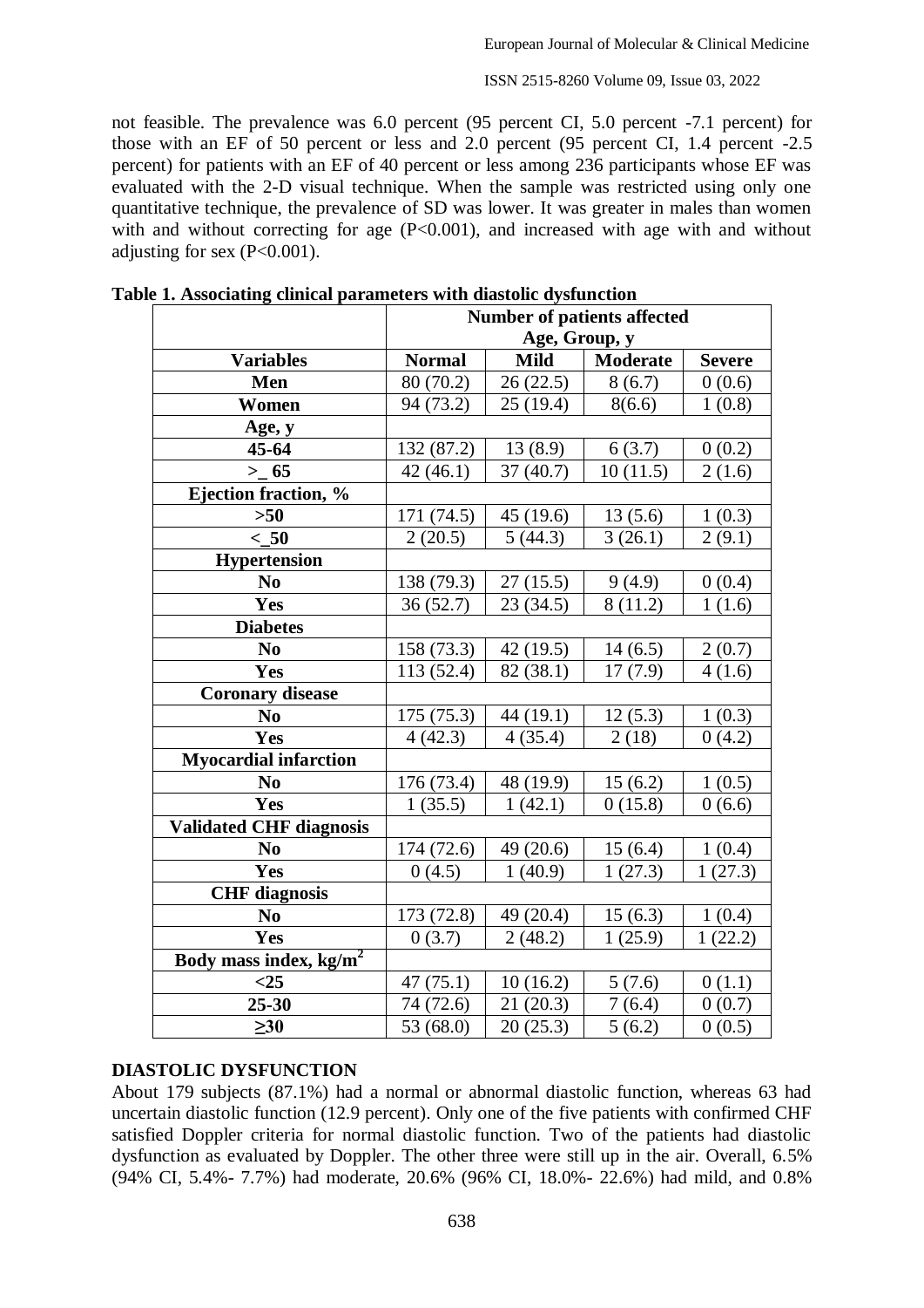not feasible. The prevalence was 6.0 percent (95 percent CI, 5.0 percent -7.1 percent) for those with an EF of 50 percent or less and 2.0 percent (95 percent CI, 1.4 percent -2.5 percent) for patients with an EF of 40 percent or less among 236 participants whose EF was evaluated with the 2-D visual technique. When the sample was restricted using only one quantitative technique, the prevalence of SD was lower. It was greater in males than women with and without correcting for age (P<0.001), and increased with age with and without adjusting for sex (P<0.001).

**Table 1. Associating clinical parameters with diastolic dysfunction**

| | Number of patients affected Age, Group, y | | | |
|---|---|---|---|---|
| **Variables** | **Normal** | **Mild** | **Moderate** | **Severe** |
| **Men** | 80 (70.2) | 26 (22.5) | 8 (6.7) | 0 (0.6) |
| **Women** | 94 (73.2) | 25 (19.4) | 8(6.6) | 1 (0.8) |
| **Age, y** | | | | |
| **45-64** | 132 (87.2) | 13 (8.9) | 6 (3.7) | 0 (0.2) |
| **>_ 65** | 42 (46.1) | 37 (40.7) | 10 (11.5) | 2 (1.6) |
| **Ejection fraction, %** | | | | |
| **>50** | 171 (74.5) | 45 (19.6) | 13 (5.6) | 1 (0.3) |
| **<_50** | 2 (20.5) | 5 (44.3) | 3 (26.1) | 2 (9.1) |
| **Hypertension** | | | | |
| **No** | 138 (79.3) | 27 (15.5) | 9 (4.9) | 0 (0.4) |
| **Yes** | 36 (52.7) | 23 (34.5) | 8 (11.2) | 1 (1.6) |
| **Diabetes** | | | | |
| **No** | 158 (73.3) | 42 (19.5) | 14 (6.5) | 2 (0.7) |
| **Yes** | 113 (52.4) | 82 (38.1) | 17 (7.9) | 4 (1.6) |
| **Coronary disease** | | | | |
| **No** | 175 (75.3) | 44 (19.1) | 12 (5.3) | 1 (0.3) |
| **Yes** | 4 (42.3) | 4 (35.4) | 2 (18) | 0 (4.2) |
| **Myocardial infarction** | | | | |
| **No** | 176 (73.4) | 48 (19.9) | 15 (6.2) | 1 (0.5) |
| **Yes** | 1 (35.5) | 1 (42.1) | 0 (15.8) | 0 (6.6) |
| **Validated CHF diagnosis** | | | | |
| **No** | 174 (72.6) | 49 (20.6) | 15 (6.4) | 1 (0.4) |
| **Yes** | 0 (4.5) | 1 (40.9) | 1 (27.3) | 1 (27.3) |
| **CHF diagnosis** | | | | |
| **No** | 173 (72.8) | 49 (20.4) | 15 (6.3) | 1 (0.4) |
| **Yes** | 0 (3.7) | 2 (48.2) | 1 (25.9) | 1 (22.2) |
| **Body mass index, kg/m$^2$** | | | | |
| **<25** | 47 (75.1) | 10 (16.2) | 5 (7.6) | 0 (1.1) |
| **25-30** | 74 (72.6) | 21 (20.3) | 7 (6.4) | 0 (0.7) |
| **≥30** | 53 (68.0) | 20 (25.3) | 5 (6.2) | 0 (0.5) |

## DIASTOLIC DYSFUNCTION

About 179 subjects (87.1%) had a normal or abnormal diastolic function, whereas 63 had uncertain diastolic function (12.9 percent). Only one of the five patients with confirmed CHF satisfied Doppler criteria for normal diastolic function. Two of the patients had diastolic dysfunction as evaluated by Doppler. The other three were still up in the air. Overall, 6.5% (94% CI, 5.4%- 7.7%) had moderate, 20.6% (96% CI, 18.0%- 22.6%) had mild, and 0.8%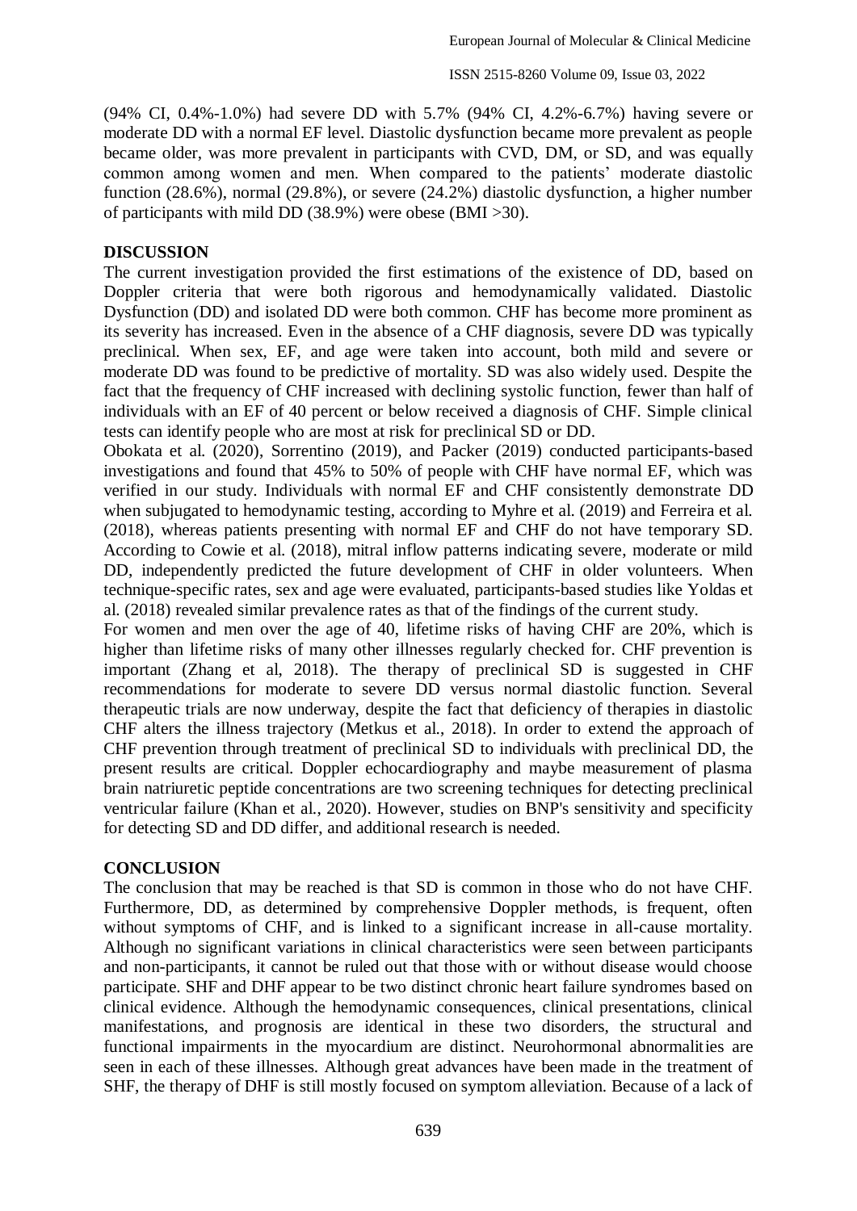(94% CI, 0.4%-1.0%) had severe DD with 5.7% (94% CI, 4.2%-6.7%) having severe or moderate DD with a normal EF level. Diastolic dysfunction became more prevalent as people became older, was more prevalent in participants with CVD, DM, or SD, and was equally common among women and men. When compared to the patients' moderate diastolic function (28.6%), normal (29.8%), or severe (24.2%) diastolic dysfunction, a higher number of participants with mild DD (38.9%) were obese (BMI >30).

## DISCUSSION

The current investigation provided the first estimations of the existence of DD, based on Doppler criteria that were both rigorous and hemodynamically validated. Diastolic Dysfunction (DD) and isolated DD were both common. CHF has become more prominent as its severity has increased. Even in the absence of a CHF diagnosis, severe DD was typically preclinical. When sex, EF, and age were taken into account, both mild and severe or moderate DD was found to be predictive of mortality. SD was also widely used. Despite the fact that the frequency of CHF increased with declining systolic function, fewer than half of individuals with an EF of 40 percent or below received a diagnosis of CHF. Simple clinical tests can identify people who are most at risk for preclinical SD or DD.

Obokata et al. (2020), Sorrentino (2019), and Packer (2019) conducted participants-based investigations and found that 45% to 50% of people with CHF have normal EF, which was verified in our study. Individuals with normal EF and CHF consistently demonstrate DD when subjugated to hemodynamic testing, according to Myhre et al. (2019) and Ferreira et al. (2018), whereas patients presenting with normal EF and CHF do not have temporary SD. According to Cowie et al. (2018), mitral inflow patterns indicating severe, moderate or mild DD, independently predicted the future development of CHF in older volunteers. When technique-specific rates, sex and age were evaluated, participants-based studies like Yoldas et al. (2018) revealed similar prevalence rates as that of the findings of the current study.

For women and men over the age of 40, lifetime risks of having CHF are 20%, which is higher than lifetime risks of many other illnesses regularly checked for. CHF prevention is important (Zhang et al, 2018). The therapy of preclinical SD is suggested in CHF recommendations for moderate to severe DD versus normal diastolic function. Several therapeutic trials are now underway, despite the fact that deficiency of therapies in diastolic CHF alters the illness trajectory (Metkus et al., 2018). In order to extend the approach of CHF prevention through treatment of preclinical SD to individuals with preclinical DD, the present results are critical. Doppler echocardiography and maybe measurement of plasma brain natriuretic peptide concentrations are two screening techniques for detecting preclinical ventricular failure (Khan et al., 2020). However, studies on BNP's sensitivity and specificity for detecting SD and DD differ, and additional research is needed.

## CONCLUSION

The conclusion that may be reached is that SD is common in those who do not have CHF. Furthermore, DD, as determined by comprehensive Doppler methods, is frequent, often without symptoms of CHF, and is linked to a significant increase in all-cause mortality. Although no significant variations in clinical characteristics were seen between participants and non-participants, it cannot be ruled out that those with or without disease would choose participate. SHF and DHF appear to be two distinct chronic heart failure syndromes based on clinical evidence. Although the hemodynamic consequences, clinical presentations, clinical manifestations, and prognosis are identical in these two disorders, the structural and functional impairments in the myocardium are distinct. Neurohormonal abnormalities are seen in each of these illnesses. Although great advances have been made in the treatment of SHF, the therapy of DHF is still mostly focused on symptom alleviation. Because of a lack of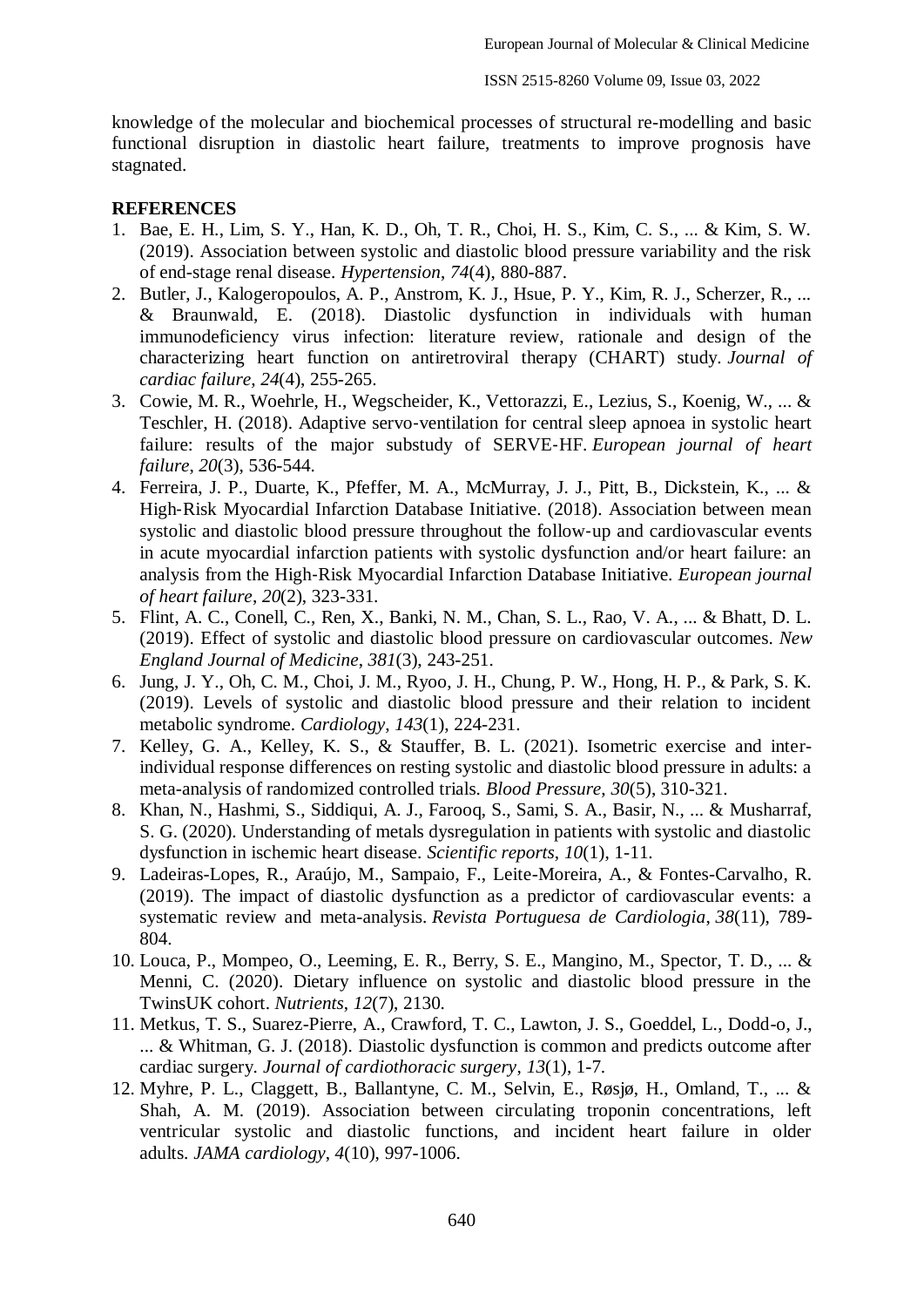knowledge of the molecular and biochemical processes of structural re-modelling and basic functional disruption in diastolic heart failure, treatments to improve prognosis have stagnated.

## REFERENCES

1. Bae, E. H., Lim, S. Y., Han, K. D., Oh, T. R., Choi, H. S., Kim, C. S., ... & Kim, S. W. (2019). Association between systolic and diastolic blood pressure variability and the risk of end-stage renal disease. *Hypertension*, *74*(4), 880-887.
2. Butler, J., Kalogeropoulos, A. P., Anstrom, K. J., Hsue, P. Y., Kim, R. J., Scherzer, R., ... & Braunwald, E. (2018). Diastolic dysfunction in individuals with human immunodeficiency virus infection: literature review, rationale and design of the characterizing heart function on antiretroviral therapy (CHART) study. *Journal of cardiac failure*, *24*(4), 255-265.
3. Cowie, M. R., Woehrle, H., Wegscheider, K., Vettorazzi, E., Lezius, S., Koenig, W., ... & Teschler, H. (2018). Adaptive servo‐ventilation for central sleep apnoea in systolic heart failure: results of the major substudy of SERVE‐HF. *European journal of heart failure*, *20*(3), 536-544.
4. Ferreira, J. P., Duarte, K., Pfeffer, M. A., McMurray, J. J., Pitt, B., Dickstein, K., ... & High‐Risk Myocardial Infarction Database Initiative. (2018). Association between mean systolic and diastolic blood pressure throughout the follow‐up and cardiovascular events in acute myocardial infarction patients with systolic dysfunction and/or heart failure: an analysis from the High‐Risk Myocardial Infarction Database Initiative. *European journal of heart failure*, *20*(2), 323-331.
5. Flint, A. C., Conell, C., Ren, X., Banki, N. M., Chan, S. L., Rao, V. A., ... & Bhatt, D. L. (2019). Effect of systolic and diastolic blood pressure on cardiovascular outcomes. *New England Journal of Medicine*, *381*(3), 243-251.
6. Jung, J. Y., Oh, C. M., Choi, J. M., Ryoo, J. H., Chung, P. W., Hong, H. P., & Park, S. K. (2019). Levels of systolic and diastolic blood pressure and their relation to incident metabolic syndrome. *Cardiology*, *143*(1), 224-231.
7. Kelley, G. A., Kelley, K. S., & Stauffer, B. L. (2021). Isometric exercise and inter-individual response differences on resting systolic and diastolic blood pressure in adults: a meta-analysis of randomized controlled trials. *Blood Pressure*, *30*(5), 310-321.
8. Khan, N., Hashmi, S., Siddiqui, A. J., Farooq, S., Sami, S. A., Basir, N., ... & Musharraf, S. G. (2020). Understanding of metals dysregulation in patients with systolic and diastolic dysfunction in ischemic heart disease. *Scientific reports*, *10*(1), 1-11.
9. Ladeiras-Lopes, R., Araújo, M., Sampaio, F., Leite-Moreira, A., & Fontes-Carvalho, R. (2019). The impact of diastolic dysfunction as a predictor of cardiovascular events: a systematic review and meta-analysis. *Revista Portuguesa de Cardiologia*, *38*(11), 789-804.
10. Louca, P., Mompeo, O., Leeming, E. R., Berry, S. E., Mangino, M., Spector, T. D., ... & Menni, C. (2020). Dietary influence on systolic and diastolic blood pressure in the TwinsUK cohort. *Nutrients*, *12*(7), 2130.
11. Metkus, T. S., Suarez-Pierre, A., Crawford, T. C., Lawton, J. S., Goeddel, L., Dodd-o, J., ... & Whitman, G. J. (2018). Diastolic dysfunction is common and predicts outcome after cardiac surgery. *Journal of cardiothoracic surgery*, *13*(1), 1-7.
12. Myhre, P. L., Claggett, B., Ballantyne, C. M., Selvin, E., Røsjø, H., Omland, T., ... & Shah, A. M. (2019). Association between circulating troponin concentrations, left ventricular systolic and diastolic functions, and incident heart failure in older adults. *JAMA cardiology*, *4*(10), 997-1006.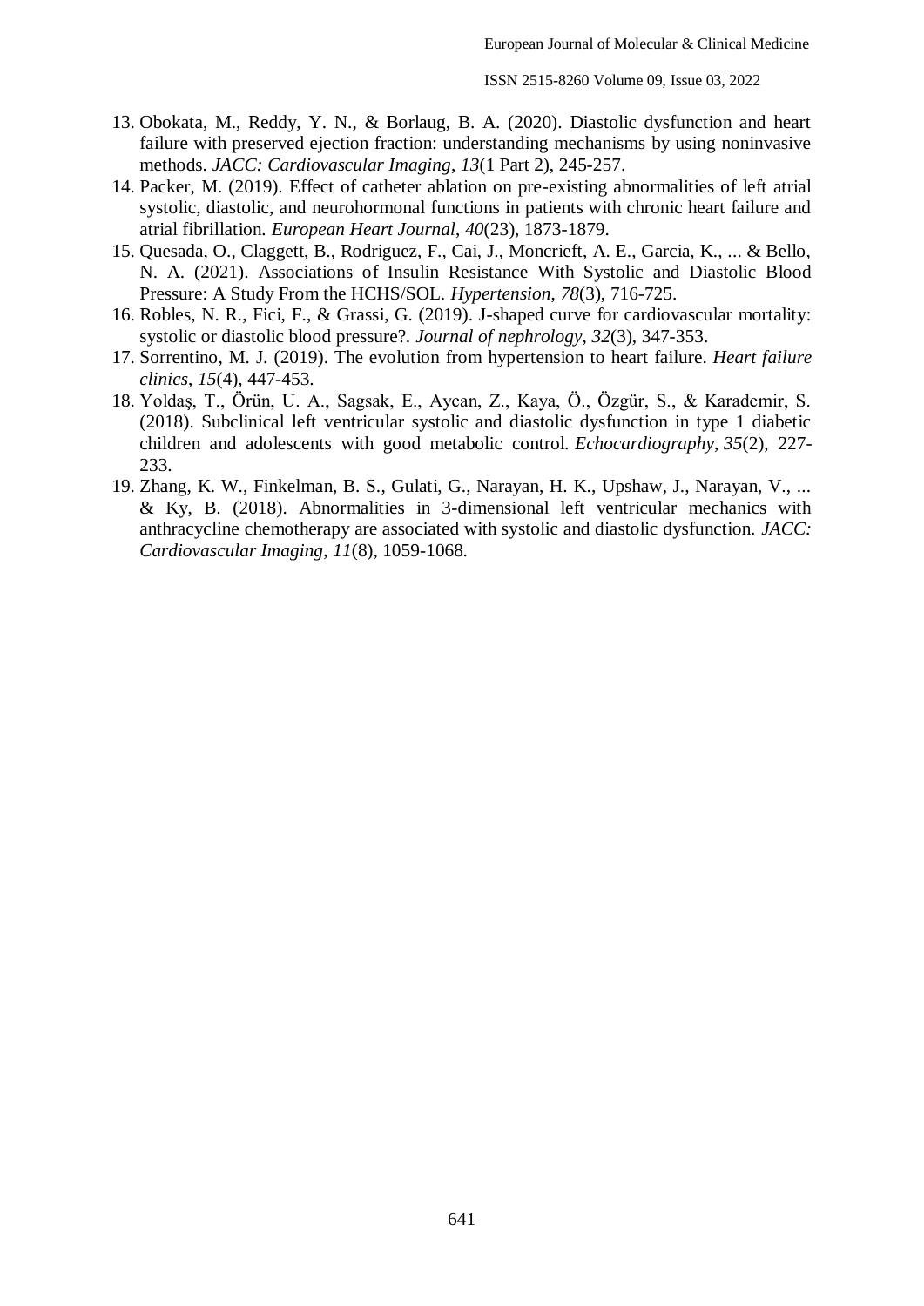13. Obokata, M., Reddy, Y. N., & Borlaug, B. A. (2020). Diastolic dysfunction and heart failure with preserved ejection fraction: understanding mechanisms by using noninvasive methods. *JACC: Cardiovascular Imaging*, *13*(1 Part 2), 245-257.
14. Packer, M. (2019). Effect of catheter ablation on pre-existing abnormalities of left atrial systolic, diastolic, and neurohormonal functions in patients with chronic heart failure and atrial fibrillation. *European Heart Journal*, *40*(23), 1873-1879.
15. Quesada, O., Claggett, B., Rodriguez, F., Cai, J., Moncrieft, A. E., Garcia, K., ... & Bello, N. A. (2021). Associations of Insulin Resistance With Systolic and Diastolic Blood Pressure: A Study From the HCHS/SOL. *Hypertension*, *78*(3), 716-725.
16. Robles, N. R., Fici, F., & Grassi, G. (2019). J-shaped curve for cardiovascular mortality: systolic or diastolic blood pressure?. *Journal of nephrology*, *32*(3), 347-353.
17. Sorrentino, M. J. (2019). The evolution from hypertension to heart failure. *Heart failure clinics*, *15*(4), 447-453.
18. Yoldaş, T., Örün, U. A., Sagsak, E., Aycan, Z., Kaya, Ö., Özgür, S., & Karademir, S. (2018). Subclinical left ventricular systolic and diastolic dysfunction in type 1 diabetic children and adolescents with good metabolic control. *Echocardiography*, *35*(2), 227-233.
19. Zhang, K. W., Finkelman, B. S., Gulati, G., Narayan, H. K., Upshaw, J., Narayan, V., ... & Ky, B. (2018). Abnormalities in 3-dimensional left ventricular mechanics with anthracycline chemotherapy are associated with systolic and diastolic dysfunction. *JACC: Cardiovascular Imaging*, *11*(8), 1059-1068.